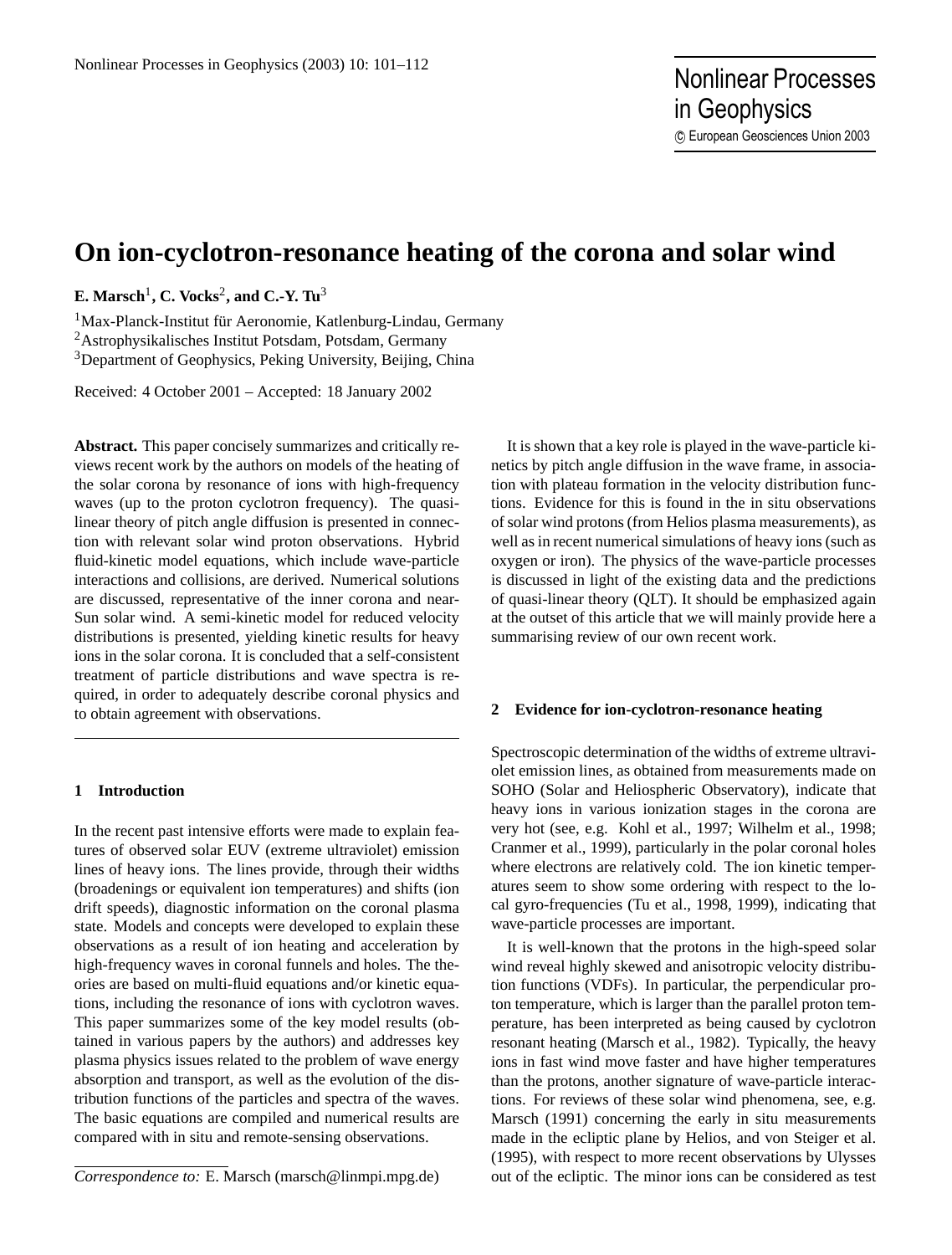# On ion-cyclotron-resonance heating of the corona and solar wind

**E. Marsch**[1]**, C. Vocks**[2]**, and C.-Y. Tu**[3]

[1]Max-Planck-Institut für Aeronomie, Katlenburg-Lindau, Germany
[2]Astrophysikalisches Institut Potsdam, Potsdam, Germany
[3]Department of Geophysics, Peking University, Beijing, China

Received: 4 October 2001 – Accepted: 18 January 2002

**Abstract.** This paper concisely summarizes and critically reviews recent work by the authors on models of the heating of the solar corona by resonance of ions with high-frequency waves (up to the proton cyclotron frequency). The quasilinear theory of pitch angle diffusion is presented in connection with relevant solar wind proton observations. Hybrid fluid-kinetic model equations, which include wave-particle interactions and collisions, are derived. Numerical solutions are discussed, representative of the inner corona and near-Sun solar wind. A semi-kinetic model for reduced velocity distributions is presented, yielding kinetic results for heavy ions in the solar corona. It is concluded that a self-consistent treatment of particle distributions and wave spectra is required, in order to adequately describe coronal physics and to obtain agreement with observations.

## 1 Introduction

In the recent past intensive efforts were made to explain features of observed solar EUV (extreme ultraviolet) emission lines of heavy ions. The lines provide, through their widths (broadenings or equivalent ion temperatures) and shifts (ion drift speeds), diagnostic information on the coronal plasma state. Models and concepts were developed to explain these observations as a result of ion heating and acceleration by high-frequency waves in coronal funnels and holes. The theories are based on multi-fluid equations and/or kinetic equations, including the resonance of ions with cyclotron waves. This paper summarizes some of the key model results (obtained in various papers by the authors) and addresses key plasma physics issues related to the problem of wave energy absorption and transport, as well as the evolution of the distribution functions of the particles and spectra of the waves. The basic equations are compiled and numerical results are compared with in situ and remote-sensing observations.

It is shown that a key role is played in the wave-particle kinetics by pitch angle diffusion in the wave frame, in association with plateau formation in the velocity distribution functions. Evidence for this is found in the in situ observations of solar wind protons (from Helios plasma measurements), as well as in recent numerical simulations of heavy ions (such as oxygen or iron). The physics of the wave-particle processes is discussed in light of the existing data and the predictions of quasi-linear theory (QLT). It should be emphasized again at the outset of this article that we will mainly provide here a summarising review of our own recent work.

## 2 Evidence for ion-cyclotron-resonance heating

Spectroscopic determination of the widths of extreme ultraviolet emission lines, as obtained from measurements made on SOHO (Solar and Heliospheric Observatory), indicate that heavy ions in various ionization stages in the corona are very hot (see, e.g. Kohl et al., 1997; Wilhelm et al., 1998; Cranmer et al., 1999), particularly in the polar coronal holes where electrons are relatively cold. The ion kinetic temperatures seem to show some ordering with respect to the local gyro-frequencies (Tu et al., 1998, 1999), indicating that wave-particle processes are important.

It is well-known that the protons in the high-speed solar wind reveal highly skewed and anisotropic velocity distribution functions (VDFs). In particular, the perpendicular proton temperature, which is larger than the parallel proton temperature, has been interpreted as being caused by cyclotron resonant heating (Marsch et al., 1982). Typically, the heavy ions in fast wind move faster and have higher temperatures than the protons, another signature of wave-particle interactions. For reviews of these solar wind phenomena, see, e.g. Marsch (1991) concerning the early in situ measurements made in the ecliptic plane by Helios, and von Steiger et al. (1995), with respect to more recent observations by Ulysses out of the ecliptic. The minor ions can be considered as test

*Correspondence to:* E. Marsch (marsch@linmpi.mpg.de)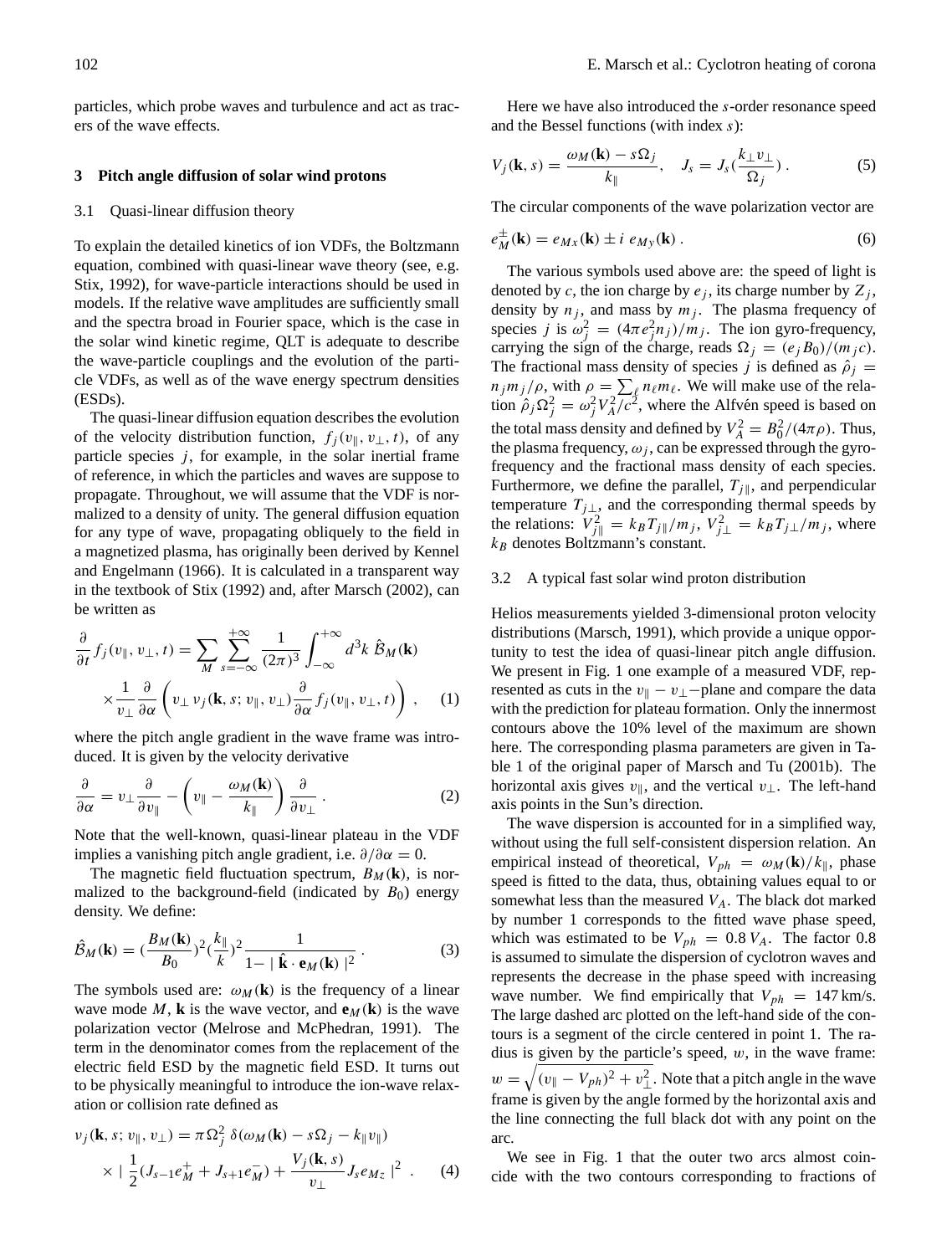particles, which probe waves and turbulence and act as tracers of the wave effects.

## 3 Pitch angle diffusion of solar wind protons

### 3.1 Quasi-linear diffusion theory

To explain the detailed kinetics of ion VDFs, the Boltzmann equation, combined with quasi-linear wave theory (see, e.g. Stix, 1992), for wave-particle interactions should be used in models. If the relative wave amplitudes are sufficiently small and the spectra broad in Fourier space, which is the case in the solar wind kinetic regime, QLT is adequate to describe the wave-particle couplings and the evolution of the particle VDFs, as well as of the wave energy spectrum densities (ESDs).

The quasi-linear diffusion equation describes the evolution of the velocity distribution function, $f_j(v_\parallel, v_\perp, t)$, of any particle species $j$, for example, in the solar inertial frame of reference, in which the particles and waves are suppose to propagate. Throughout, we will assume that the VDF is normalized to a density of unity. The general diffusion equation for any type of wave, propagating obliquely to the field in a magnetized plasma, has originally been derived by Kennel and Engelmann (1966). It is calculated in a transparent way in the textbook of Stix (1992) and, after Marsch (2002), can be written as

$$\frac{\partial}{\partial t} f_j(v_\parallel, v_\perp, t) = \sum_M \sum_{s=-\infty}^{+\infty} \frac{1}{(2\pi)^3} \int_{-\infty}^{+\infty} d^3k \; \hat{\mathcal{B}}_M(\mathbf{k}) \times \frac{1}{v_\perp} \frac{\partial}{\partial \alpha} \left( v_\perp \, \nu_j(\mathbf{k}, s; v_\parallel, v_\perp) \frac{\partial}{\partial \alpha} f_j(v_\parallel, v_\perp, t) \right) , \quad (1)$$

where the pitch angle gradient in the wave frame was introduced. It is given by the velocity derivative

$$\frac{\partial}{\partial \alpha} = v_\perp \frac{\partial}{\partial v_\parallel} - \left( v_\parallel - \frac{\omega_M(\mathbf{k})}{k_\parallel} \right) \frac{\partial}{\partial v_\perp} . \quad (2)$$

Note that the well-known, quasi-linear plateau in the VDF implies a vanishing pitch angle gradient, i.e. $\partial/\partial\alpha = 0$.

The magnetic field fluctuation spectrum, $B_M(\mathbf{k})$, is normalized to the background-field (indicated by $B_0$) energy density. We define:

$$\hat{\mathcal{B}}_M(\mathbf{k}) = \left(\frac{B_M(\mathbf{k})}{B_0}\right)^2 \left(\frac{k_\parallel}{k}\right)^2 \frac{1}{1 - \mid \hat{\mathbf{k}} \cdot \mathbf{e}_M(\mathbf{k}) \mid^2} . \quad (3)$$

The symbols used are: $\omega_M(\mathbf{k})$ is the frequency of a linear wave mode $M$, $\mathbf{k}$ is the wave vector, and $\mathbf{e}_M(\mathbf{k})$ is the wave polarization vector (Melrose and McPhedran, 1991). The term in the denominator comes from the replacement of the electric field ESD by the magnetic field ESD. It turns out to be physically meaningful to introduce the ion-wave relaxation or collision rate defined as

$$\nu_j(\mathbf{k}, s; v_\parallel, v_\perp) = \pi \Omega_j^2 \, \delta(\omega_M(\mathbf{k}) - s\Omega_j - k_\parallel v_\parallel) \times \mid \frac{1}{2}(J_{s-1} e_M^+ + J_{s+1} e_M^-) + \frac{V_j(\mathbf{k}, s)}{v_\perp} J_s e_{Mz} \mid^2 . \quad (4)$$

Here we have also introduced the $s$-order resonance speed and the Bessel functions (with index $s$):

$$V_j(\mathbf{k}, s) = \frac{\omega_M(\mathbf{k}) - s\Omega_j}{k_\parallel}, \quad J_s = J_s\left(\frac{k_\perp v_\perp}{\Omega_j}\right) . \quad (5)$$

The circular components of the wave polarization vector are

$$e_M^\pm(\mathbf{k}) = e_{Mx}(\mathbf{k}) \pm i \, e_{My}(\mathbf{k}) . \quad (6)$$

The various symbols used above are: the speed of light is denoted by $c$, the ion charge by $e_j$, its charge number by $Z_j$, density by $n_j$, and mass by $m_j$. The plasma frequency of species $j$ is $\omega_j^2 = (4\pi e_j^2 n_j)/m_j$. The ion gyro-frequency, carrying the sign of the charge, reads $\Omega_j = (e_j B_0)/(m_j c)$. The fractional mass density of species $j$ is defined as $\hat{\rho}_j = n_j m_j/\rho$, with $\rho = \sum_\ell n_\ell m_\ell$. We will make use of the relation $\hat{\rho}_j \Omega_j^2 = \omega_j^2 V_A^2/c^2$, where the Alfvén speed is based on the total mass density and defined by $V_A^2 = B_0^2/(4\pi\rho)$. Thus, the plasma frequency, $\omega_j$, can be expressed through the gyro-frequency and the fractional mass density of each species. Furthermore, we define the parallel, $T_{j\parallel}$, and perpendicular temperature $T_{j\perp}$, and the corresponding thermal speeds by the relations: $V_{j\parallel}^2 = k_B T_{j\parallel}/m_j$, $V_{j\perp}^2 = k_B T_{j\perp}/m_j$, where $k_B$ denotes Boltzmann's constant.

### 3.2 A typical fast solar wind proton distribution

Helios measurements yielded 3-dimensional proton velocity distributions (Marsch, 1991), which provide a unique opportunity to test the idea of quasi-linear pitch angle diffusion. We present in Fig. 1 one example of a measured VDF, represented as cuts in the $v_\parallel - v_\perp-$plane and compare the data with the prediction for plateau formation. Only the innermost contours above the 10% level of the maximum are shown here. The corresponding plasma parameters are given in Table 1 of the original paper of Marsch and Tu (2001b). The horizontal axis gives $v_\parallel$, and the vertical $v_\perp$. The left-hand axis points in the Sun's direction.

The wave dispersion is accounted for in a simplified way, without using the full self-consistent dispersion relation. An empirical instead of theoretical, $V_{ph} = \omega_M(\mathbf{k})/k_\parallel$, phase speed is fitted to the data, thus, obtaining values equal to or somewhat less than the measured $V_A$. The black dot marked by number 1 corresponds to the fitted wave phase speed, which was estimated to be $V_{ph} = 0.8\,V_A$. The factor 0.8 is assumed to simulate the dispersion of cyclotron waves and represents the decrease in the phase speed with increasing wave number. We find empirically that $V_{ph} = 147$ km/s. The large dashed arc plotted on the left-hand side of the contours is a segment of the circle centered in point 1. The radius is given by the particle's speed, $w$, in the wave frame: $w = \sqrt{(v_\parallel - V_{ph})^2 + v_\perp^2}$. Note that a pitch angle in the wave frame is given by the angle formed by the horizontal axis and the line connecting the full black dot with any point on the arc.

We see in Fig. 1 that the outer two arcs almost coincide with the two contours corresponding to fractions of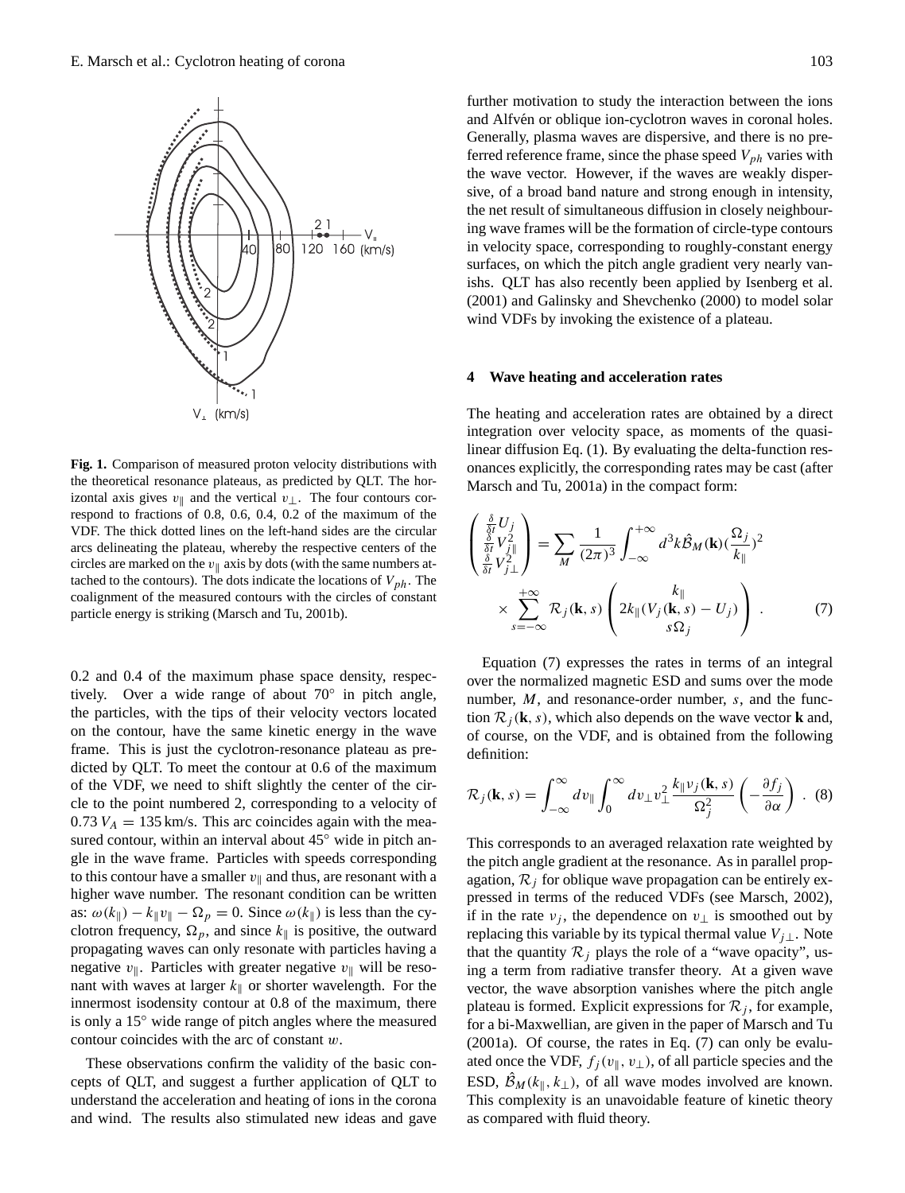**Fig. 1.** Comparison of measured proton velocity distributions with the theoretical resonance plateaus, as predicted by QLT. The horizontal axis gives $v_\parallel$ and the vertical $v_\perp$. The four contours correspond to fractions of 0.8, 0.6, 0.4, 0.2 of the maximum of the VDF. The thick dotted lines on the left-hand sides are the circular arcs delineating the plateau, whereby the respective centers of the circles are marked on the $v_\parallel$ axis by dots (with the same numbers attached to the contours). The dots indicate the locations of $V_{ph}$. The coalignment of the measured contours with the circles of constant particle energy is striking (Marsch and Tu, 2001b).

0.2 and 0.4 of the maximum phase space density, respectively. Over a wide range of about 70° in pitch angle, the particles, with the tips of their velocity vectors located on the contour, have the same kinetic energy in the wave frame. This is just the cyclotron-resonance plateau as predicted by QLT. To meet the contour at 0.6 of the maximum of the VDF, we need to shift slightly the center of the circle to the point numbered 2, corresponding to a velocity of $0.73\,V_A = 135$ km/s. This arc coincides again with the measured contour, within an interval about 45° wide in pitch angle in the wave frame. Particles with speeds corresponding to this contour have a smaller $v_\parallel$ and thus, are resonant with a higher wave number. The resonant condition can be written as: $\omega(k_\parallel) - k_\parallel v_\parallel - \Omega_p = 0$. Since $\omega(k_\parallel)$ is less than the cyclotron frequency, $\Omega_p$, and since $k_\parallel$ is positive, the outward propagating waves can only resonate with particles having a negative $v_\parallel$. Particles with greater negative $v_\parallel$ will be resonant with waves at larger $k_\parallel$ or shorter wavelength. For the innermost isodensity contour at 0.8 of the maximum, there is only a 15° wide range of pitch angles where the measured contour coincides with the arc of constant $w$.

These observations confirm the validity of the basic concepts of QLT, and suggest a further application of QLT to understand the acceleration and heating of ions in the corona and wind. The results also stimulated new ideas and gave further motivation to study the interaction between the ions and Alfvén or oblique ion-cyclotron waves in coronal holes. Generally, plasma waves are dispersive, and there is no preferred reference frame, since the phase speed $V_{ph}$ varies with the wave vector. However, if the waves are weakly dispersive, of a broad band nature and strong enough in intensity, the net result of simultaneous diffusion in closely neighbouring wave frames will be the formation of circle-type contours in velocity space, corresponding to roughly-constant energy surfaces, on which the pitch angle gradient very nearly vanishes. QLT has also recently been applied by Isenberg et al. (2001) and Galinsky and Shevchenko (2000) to model solar wind VDFs by invoking the existence of a plateau.

## 4 Wave heating and acceleration rates

The heating and acceleration rates are obtained by a direct integration over velocity space, as moments of the quasi-linear diffusion Eq. (1). By evaluating the delta-function resonances explicitly, the corresponding rates may be cast (after Marsch and Tu, 2001a) in the compact form:

$$\begin{pmatrix} \frac{\delta}{\delta t} U_j \\ \frac{\delta}{\delta t} V_{j\parallel}^2 \\ \frac{\delta}{\delta t} V_{j\perp}^2 \end{pmatrix} = \sum_M \frac{1}{(2\pi)^3} \int_{-\infty}^{+\infty} d^3k \hat{\mathcal{B}}_M(\mathbf{k}) (\frac{\Omega_j}{k_\parallel})^2 \times \sum_{s=-\infty}^{+\infty} \mathcal{R}_j(\mathbf{k}, s) \begin{pmatrix} k_\parallel \\ 2k_\parallel (V_j(\mathbf{k}, s) - U_j) \\ s\Omega_j \end{pmatrix} . \quad (7)$$

Equation (7) expresses the rates in terms of an integral over the normalized magnetic ESD and sums over the mode number, $M$, and resonance-order number, $s$, and the function $\mathcal{R}_j(\mathbf{k}, s)$, which also depends on the wave vector $\mathbf{k}$ and, of course, on the VDF, and is obtained from the following definition:

$$\mathcal{R}_j(\mathbf{k}, s) = \int_{-\infty}^{\infty} dv_\parallel \int_0^\infty dv_\perp v_\perp^2 \frac{k_\parallel v_j(\mathbf{k}, s)}{\Omega_j^2} \left( -\frac{\partial f_j}{\partial \alpha} \right) . \quad (8)$$

This corresponds to an averaged relaxation rate weighted by the pitch angle gradient at the resonance. As in parallel propagation, $\mathcal{R}_j$ for oblique wave propagation can be entirely expressed in terms of the reduced VDFs (see Marsch, 2002), if in the rate $v_j$, the dependence on $v_\perp$ is smoothed out by replacing this variable by its typical thermal value $V_{j\perp}$. Note that the quantity $\mathcal{R}_j$ plays the role of a "wave opacity", using a term from radiative transfer theory. At a given wave vector, the wave absorption vanishes where the pitch angle plateau is formed. Explicit expressions for $\mathcal{R}_j$, for example, for a bi-Maxwellian, are given in the paper of Marsch and Tu (2001a). Of course, the rates in Eq. (7) can only be evaluated once the VDF, $f_j(v_\parallel, v_\perp)$, of all particle species and the ESD, $\hat{\mathcal{B}}_M(k_\parallel, k_\perp)$, of all wave modes involved are known. This complexity is an unavoidable feature of kinetic theory as compared with fluid theory.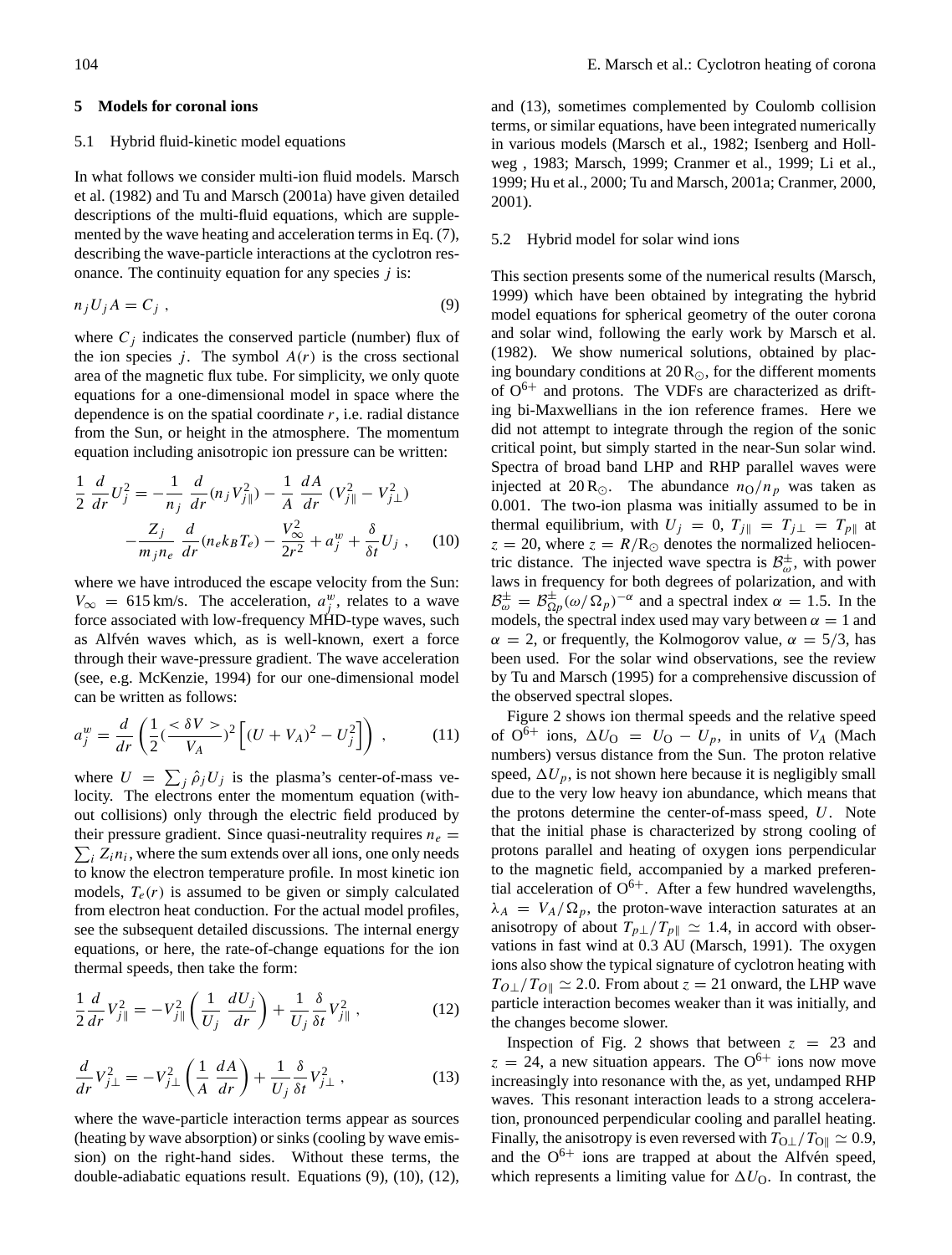## 5 Models for coronal ions

### 5.1 Hybrid fluid-kinetic model equations

In what follows we consider multi-ion fluid models. Marsch et al. (1982) and Tu and Marsch (2001a) have given detailed descriptions of the multi-fluid equations, which are supplemented by the wave heating and acceleration terms in Eq. (7), describing the wave-particle interactions at the cyclotron resonance. The continuity equation for any species $j$ is:

$$n_j U_j A = C_j \ , \tag{9}$$

where $C_j$ indicates the conserved particle (number) flux of the ion species $j$. The symbol $A(r)$ is the cross sectional area of the magnetic flux tube. For simplicity, we only quote equations for a one-dimensional model in space where the dependence is on the spatial coordinate $r$, i.e. radial distance from the Sun, or height in the atmosphere. The momentum equation including anisotropic ion pressure can be written:

$$\frac{1}{2}\frac{d}{dr}U_j^2 = -\frac{1}{n_j}\frac{d}{dr}(n_j V_{j\parallel}^2) - \frac{1}{A}\frac{dA}{dr}\,(V_{j\parallel}^2 - V_{j\perp}^2) - \frac{Z_j}{m_j n_e}\frac{d}{dr}(n_e k_B T_e) - \frac{V_\infty^2}{2r^2} + a_j^w + \frac{\delta}{\delta t}U_j \ , \tag{10}$$

where we have introduced the escape velocity from the Sun: $V_\infty = 615\,\mathrm{km/s}$. The acceleration, $a_j^w$, relates to a wave force associated with low-frequency MHD-type waves, such as Alfvén waves which, as is well-known, exert a force through their wave-pressure gradient. The wave acceleration (see, e.g. McKenzie, 1994) for our one-dimensional model can be written as follows:

$$a_j^w = \frac{d}{dr}\left(\frac{1}{2}\left(\frac{<\delta V>}{V_A}\right)^2\left[(U+V_A)^2 - U_j^2\right]\right) \ , \tag{11}$$

where $U = \sum_j \hat{\rho}_j U_j$ is the plasma's center-of-mass velocity. The electrons enter the momentum equation (without collisions) only through the electric field produced by their pressure gradient. Since quasi-neutrality requires $n_e = \sum_i Z_i n_i$, where the sum extends over all ions, one only needs to know the electron temperature profile. In most kinetic ion models, $T_e(r)$ is assumed to be given or simply calculated from electron heat conduction. For the actual model profiles, see the subsequent detailed discussions. The internal energy equations, or here, the rate-of-change equations for the ion thermal speeds, then take the form:

$$\frac{1}{2}\frac{d}{dr}V_{j\parallel}^2 = -V_{j\parallel}^2\left(\frac{1}{U_j}\frac{dU_j}{dr}\right) + \frac{1}{U_j}\frac{\delta}{\delta t}V_{j\parallel}^2 \ , \tag{12}$$

$$\frac{d}{dr}V_{j\perp}^2 = -V_{j\perp}^2\left(\frac{1}{A}\frac{dA}{dr}\right) + \frac{1}{U_j}\frac{\delta}{\delta t}V_{j\perp}^2 \ , \tag{13}$$

where the wave-particle interaction terms appear as sources (heating by wave absorption) or sinks (cooling by wave emission) on the right-hand sides. Without these terms, the double-adiabatic equations result. Equations (9), (10), (12), and (13), sometimes complemented by Coulomb collision terms, or similar equations, have been integrated numerically in various models (Marsch et al., 1982; Isenberg and Hollweg , 1983; Marsch, 1999; Cranmer et al., 1999; Li et al., 1999; Hu et al., 2000; Tu and Marsch, 2001a; Cranmer, 2000, 2001).

### 5.2 Hybrid model for solar wind ions

This section presents some of the numerical results (Marsch, 1999) which have been obtained by integrating the hybrid model equations for spherical geometry of the outer corona and solar wind, following the early work by Marsch et al. (1982). We show numerical solutions, obtained by placing boundary conditions at $20\,\mathrm{R}_\odot$, for the different moments of $O^{6+}$ and protons. The VDFs are characterized as drifting bi-Maxwellians in the ion reference frames. Here we did not attempt to integrate through the region of the sonic critical point, but simply started in the near-Sun solar wind. Spectra of broad band LHP and RHP parallel waves were injected at $20\,\mathrm{R}_\odot$. The abundance $n_\mathrm{O}/n_p$ was taken as 0.001. The two-ion plasma was initially assumed to be in thermal equilibrium, with $U_j = 0$, $T_{j\parallel} = T_{j\perp} = T_{p\parallel}$ at $z = 20$, where $z = R/\mathrm{R}_\odot$ denotes the normalized heliocentric distance. The injected wave spectra is $\mathcal{B}_\omega^\pm$, with power laws in frequency for both degrees of polarization, and with $\mathcal{B}_\omega^\pm = \mathcal{B}_{\Omega p}^\pm(\omega/\Omega_p)^{-\alpha}$ and a spectral index $\alpha = 1.5$. In the models, the spectral index used may vary between $\alpha = 1$ and $\alpha = 2$, or frequently, the Kolmogorov value, $\alpha = 5/3$, has been used. For the solar wind observations, see the review by Tu and Marsch (1995) for a comprehensive discussion of the observed spectral slopes.

Figure 2 shows ion thermal speeds and the relative speed of $O^{6+}$ ions, $\Delta U_\mathrm{O} = U_\mathrm{O} - U_p$, in units of $V_A$ (Mach numbers) versus distance from the Sun. The proton relative speed, $\Delta U_p$, is not shown here because it is negligibly small due to the very low heavy ion abundance, which means that the protons determine the center-of-mass speed, $U$. Note that the initial phase is characterized by strong cooling of protons parallel and heating of oxygen ions perpendicular to the magnetic field, accompanied by a marked preferential acceleration of $O^{6+}$. After a few hundred wavelengths, $\lambda_A = V_A/\Omega_p$, the proton-wave interaction saturates at an anisotropy of about $T_{p\perp}/T_{p\parallel} \simeq 1.4$, in accord with observations in fast wind at 0.3 AU (Marsch, 1991). The oxygen ions also show the typical signature of cyclotron heating with $T_{O\perp}/T_{O\parallel} \simeq 2.0$. From about $z = 21$ onward, the LHP wave particle interaction becomes weaker than it was initially, and the changes become slower.

Inspection of Fig. 2 shows that between $z = 23$ and $z = 24$, a new situation appears. The $O^{6+}$ ions now move increasingly into resonance with the, as yet, undamped RHP waves. This resonant interaction leads to a strong acceleration, pronounced perpendicular cooling and parallel heating. Finally, the anisotropy is even reversed with $T_{\mathrm{O}\perp}/T_{\mathrm{O}\parallel} \simeq 0.9$, and the $O^{6+}$ ions are trapped at about the Alfvén speed, which represents a limiting value for $\Delta U_\mathrm{O}$. In contrast, the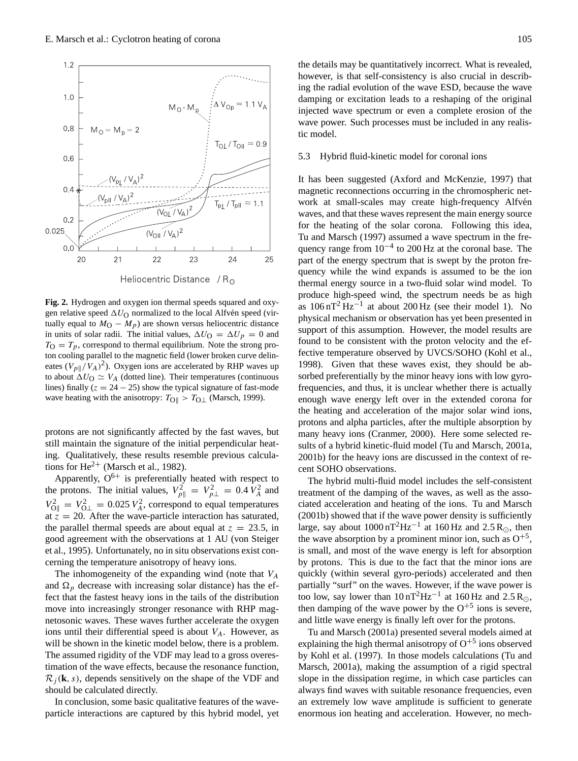**Fig. 2.** Hydrogen and oxygen ion thermal speeds squared and oxygen relative speed $\Delta U_O$ normalized to the local Alfvén speed (virtually equal to $M_O - M_p$) are shown versus heliocentric distance in units of solar radii. The initial values, $\Delta U_O = \Delta U_p = 0$ and $T_O = T_p$, correspond to thermal equilibrium. Note the strong proton cooling parallel to the magnetic field (lower broken curve delineates $(V_{p\|}/V_A)^2$). Oxygen ions are accelerated by RHP waves up to about $\Delta U_O \simeq V_A$ (dotted line). Their temperatures (continuous lines) finally ($z = 24 - 25$) show the typical signature of fast-mode wave heating with the anisotropy: $T_{O\|} > T_{O\perp}$ (Marsch, 1999).

protons are not significantly affected by the fast waves, but still maintain the signature of the initial perpendicular heating. Qualitatively, these results resemble previous calculations for $He^{2+}$ (Marsch et al., 1982).

Apparently, $O^{6+}$ is preferentially heated with respect to the protons. The initial values, $V_{p\|}^2 = V_{p\perp}^2 = 0.4\, V_A^2$ and $V_{O\|}^2 = V_{O\perp}^2 = 0.025\, V_A^2$, correspond to equal temperatures at $z = 20$. After the wave-particle interaction has saturated, the parallel thermal speeds are about equal at $z = 23.5$, in good agreement with the observations at 1 AU (von Steiger et al., 1995). Unfortunately, no in situ observations exist concerning the temperature anisotropy of heavy ions.

The inhomogeneity of the expanding wind (note that $V_A$ and $\Omega_p$ decrease with increasing solar distance) has the effect that the fastest heavy ions in the tails of the distribution move into increasingly stronger resonance with RHP magnetosonic waves. These waves further accelerate the oxygen ions until their differential speed is about $V_A$. However, as will be shown in the kinetic model below, there is a problem. The assumed rigidity of the VDF may lead to a gross overestimation of the wave effects, because the resonance function, $\mathcal{R}_j(\mathbf{k}, s)$, depends sensitively on the shape of the VDF and should be calculated directly.

In conclusion, some basic qualitative features of the wave-particle interactions are captured by this hybrid model, yet the details may be quantitatively incorrect. What is revealed, however, is that self-consistency is also crucial in describing the radial evolution of the wave ESD, because the wave damping or excitation leads to a reshaping of the original injected wave spectrum or even a complete erosion of the wave power. Such processes must be included in any realistic model.

### 5.3 Hybrid fluid-kinetic model for coronal ions

It has been suggested (Axford and McKenzie, 1997) that magnetic reconnections occurring in the chromospheric network at small-scales may create high-frequency Alfvén waves, and that these waves represent the main energy source for the heating of the solar corona. Following this idea, Tu and Marsch (1997) assumed a wave spectrum in the frequency range from $10^{-4}$ to 200 Hz at the coronal base. The part of the energy spectrum that is swept by the proton frequency while the wind expands is assumed to be the ion thermal energy source in a two-fluid solar wind model. To produce high-speed wind, the spectrum needs be as high as $106\,\mathrm{nT^2\,Hz^{-1}}$ at about 200 Hz (see their model 1). No physical mechanism or observation has yet been presented in support of this assumption. However, the model results are found to be consistent with the proton velocity and the effective temperature observed by UVCS/SOHO (Kohl et al., 1998). Given that these waves exist, they should be absorbed preferentially by the minor heavy ions with low gyrofrequencies, and thus, it is unclear whether there is actually enough wave energy left over in the extended corona for the heating and acceleration of the major solar wind ions, protons and alpha particles, after the multiple absorption by many heavy ions (Cranmer, 2000). Here some selected results of a hybrid kinetic-fluid model (Tu and Marsch, 2001a, 2001b) for the heavy ions are discussed in the context of recent SOHO observations.

The hybrid multi-fluid model includes the self-consistent treatment of the damping of the waves, as well as the associated acceleration and heating of the ions. Tu and Marsch (2001b) showed that if the wave power density is sufficiently large, say about $1000\,\mathrm{nT^2Hz^{-1}}$ at 160 Hz and $2.5\,R_\odot$, then the wave absorption by a prominent minor ion, such as $O^{+5}$, is small, and most of the wave energy is left for absorption by protons. This is due to the fact that the minor ions are quickly (within several gyro-periods) accelerated and then partially "surf" on the waves. However, if the wave power is too low, say lower than $10\,\mathrm{nT^2Hz^{-1}}$ at 160 Hz and $2.5\,R_\odot$, then damping of the wave power by the $O^{+5}$ ions is severe, and little wave energy is finally left over for the protons.

Tu and Marsch (2001a) presented several models aimed at explaining the high thermal anisotropy of $O^{+5}$ ions observed by Kohl et al. (1997). In those models calculations (Tu and Marsch, 2001a), making the assumption of a rigid spectral slope in the dissipation regime, in which case particles can always find waves with suitable resonance frequencies, even an extremely low wave amplitude is sufficient to generate enormous ion heating and acceleration. However, no mech-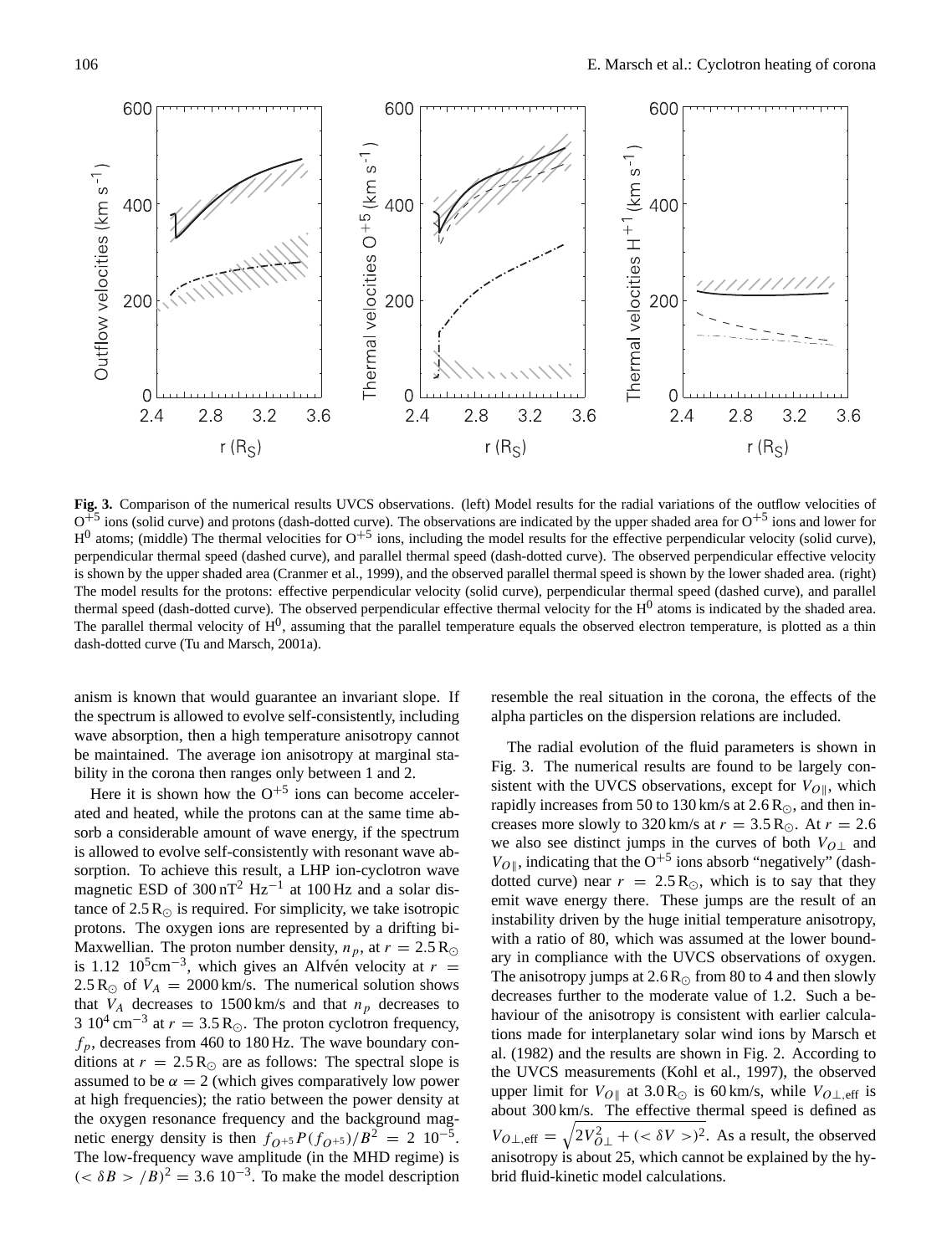**Fig. 3.** Comparison of the numerical results UVCS observations. (left) Model results for the radial variations of the outflow velocities of $O^{+5}$ ions (solid curve) and protons (dash-dotted curve). The observations are indicated by the upper shaded area for $O^{+5}$ ions and lower for $H^0$ atoms; (middle) The thermal velocities for $O^{+5}$ ions, including the model results for the effective perpendicular velocity (solid curve), perpendicular thermal speed (dashed curve), and parallel thermal speed (dash-dotted curve). The observed perpendicular effective velocity is shown by the upper shaded area (Cranmer et al., 1999), and the observed parallel thermal speed is shown by the lower shaded area. (right) The model results for the protons: effective perpendicular velocity (solid curve), perpendicular thermal speed (dashed curve), and parallel thermal speed (dash-dotted curve). The observed perpendicular effective thermal velocity for the $H^0$ atoms is indicated by the shaded area. The parallel thermal velocity of $H^0$, assuming that the parallel temperature equals the observed electron temperature, is plotted as a thin dash-dotted curve (Tu and Marsch, 2001a).

anism is known that would guarantee an invariant slope. If the spectrum is allowed to evolve self-consistently, including wave absorption, then a high temperature anisotropy cannot be maintained. The average ion anisotropy at marginal stability in the corona then ranges only between 1 and 2.

Here it is shown how the $O^{+5}$ ions can become accelerated and heated, while the protons can at the same time absorb a considerable amount of wave energy, if the spectrum is allowed to evolve self-consistently with resonant wave absorption. To achieve this result, a LHP ion-cyclotron wave magnetic ESD of $300\,\mathrm{nT}^2\ \mathrm{Hz}^{-1}$ at 100 Hz and a solar distance of $2.5\,R_\odot$ is required. For simplicity, we take isotropic protons. The oxygen ions are represented by a drifting bi-Maxwellian. The proton number density, $n_p$, at $r = 2.5\,R_\odot$ is $1.12\ 10^5 \mathrm{cm}^{-3}$, which gives an Alfvén velocity at $r = 2.5\,R_\odot$ of $V_A = 2000$ km/s. The numerical solution shows that $V_A$ decreases to 1500 km/s and that $n_p$ decreases to $3\ 10^4\,\mathrm{cm}^{-3}$ at $r = 3.5\,R_\odot$. The proton cyclotron frequency, $f_p$, decreases from 460 to 180 Hz. The wave boundary conditions at $r = 2.5\,R_\odot$ are as follows: The spectral slope is assumed to be $\alpha = 2$ (which gives comparatively low power at high frequencies); the ratio between the power density at the oxygen resonance frequency and the background magnetic energy density is then $f_{O^{+5}} P(f_{O^{+5}})/B^2 = 2\ 10^{-5}$. The low-frequency wave amplitude (in the MHD regime) is $(<\delta B>/B)^2 = 3.6\ 10^{-3}$. To make the model description resemble the real situation in the corona, the effects of the alpha particles on the dispersion relations are included.

The radial evolution of the fluid parameters is shown in Fig. 3. The numerical results are found to be largely consistent with the UVCS observations, except for $V_{O\|}$, which rapidly increases from 50 to 130 km/s at $2.6\,R_\odot$, and then increases more slowly to 320 km/s at $r = 3.5\,R_\odot$. At $r = 2.6$ we also see distinct jumps in the curves of both $V_{O\perp}$ and $V_{O\|}$, indicating that the $O^{+5}$ ions absorb "negatively" (dash-dotted curve) near $r = 2.5\,R_\odot$, which is to say that they emit wave energy there. These jumps are the result of an instability driven by the huge initial temperature anisotropy, with a ratio of 80, which was assumed at the lower boundary in compliance with the UVCS observations of oxygen. The anisotropy jumps at $2.6\,R_\odot$ from 80 to 4 and then slowly decreases further to the moderate value of 1.2. Such a behaviour of the anisotropy is consistent with earlier calculations made for interplanetary solar wind ions by Marsch et al. (1982) and the results are shown in Fig. 2. According to the UVCS measurements (Kohl et al., 1997), the observed upper limit for $V_{O\|}$ at $3.0\,R_\odot$ is 60 km/s, while $V_{O\perp,\mathrm{eff}}$ is about 300 km/s. The effective thermal speed is defined as $V_{O\perp,\mathrm{eff}} = \sqrt{2V_{O\perp}^2 + (<\delta V>)^2}$. As a result, the observed anisotropy is about 25, which cannot be explained by the hybrid fluid-kinetic model calculations.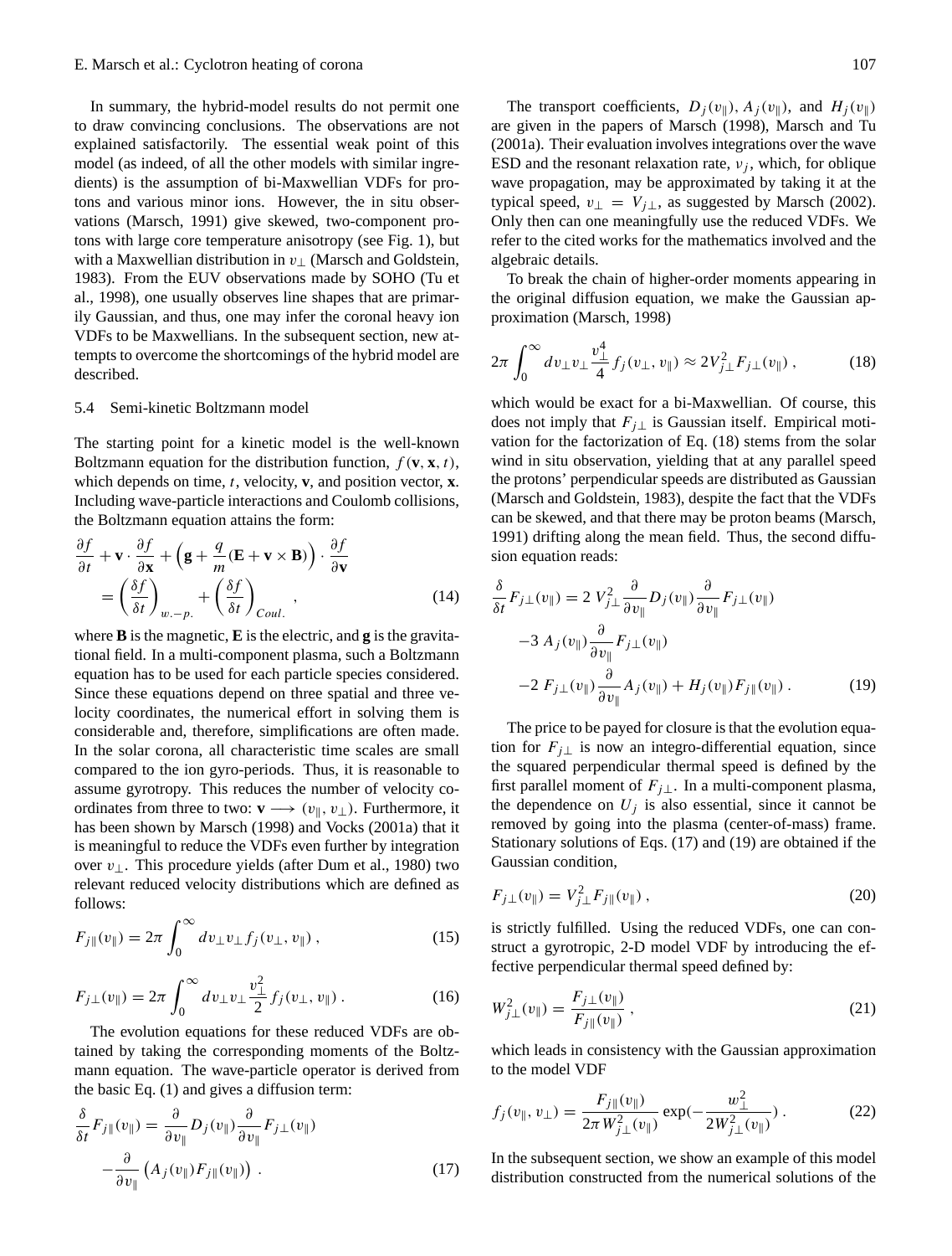In summary, the hybrid-model results do not permit one to draw convincing conclusions. The observations are not explained satisfactorily. The essential weak point of this model (as indeed, of all the other models with similar ingredients) is the assumption of bi-Maxwellian VDFs for protons and various minor ions. However, the in situ observations (Marsch, 1991) give skewed, two-component protons with large core temperature anisotropy (see Fig. 1), but with a Maxwellian distribution in $v_\perp$ (Marsch and Goldstein, 1983). From the EUV observations made by SOHO (Tu et al., 1998), one usually observes line shapes that are primarily Gaussian, and thus, one may infer the coronal heavy ion VDFs to be Maxwellians. In the subsequent section, new attempts to overcome the shortcomings of the hybrid model are described.

### 5.4 Semi-kinetic Boltzmann model

The starting point for a kinetic model is the well-known Boltzmann equation for the distribution function, $f(\mathbf{v}, \mathbf{x}, t)$, which depends on time, $t$, velocity, $\mathbf{v}$, and position vector, $\mathbf{x}$. Including wave-particle interactions and Coulomb collisions, the Boltzmann equation attains the form:

$$\frac{\partial f}{\partial t} + \mathbf{v} \cdot \frac{\partial f}{\partial \mathbf{x}} + \left( \mathbf{g} + \frac{q}{m}(\mathbf{E} + \mathbf{v} \times \mathbf{B}) \right) \cdot \frac{\partial f}{\partial \mathbf{v}} = \left( \frac{\delta f}{\delta t} \right)_{w.-p.} + \left( \frac{\delta f}{\delta t} \right)_{Coul.} , \tag{14}$$

where $\mathbf{B}$ is the magnetic, $\mathbf{E}$ is the electric, and $\mathbf{g}$ is the gravitational field. In a multi-component plasma, such a Boltzmann equation has to be used for each particle species considered. Since these equations depend on three spatial and three velocity coordinates, the numerical effort in solving them is considerable and, therefore, simplifications are often made. In the solar corona, all characteristic time scales are small compared to the ion gyro-periods. Thus, it is reasonable to assume gyrotropy. This reduces the number of velocity coordinates from three to two: $\mathbf{v} \longrightarrow (v_\parallel, v_\perp)$. Furthermore, it has been shown by Marsch (1998) and Vocks (2001a) that it is meaningful to reduce the VDFs even further by integration over $v_\perp$. This procedure yields (after Dum et al., 1980) two relevant reduced velocity distributions which are defined as follows:

$$F_{j\parallel}(v_\parallel) = 2\pi \int_0^\infty dv_\perp v_\perp f_j(v_\perp, v_\parallel) , \tag{15}$$

$$F_{j\perp}(v_\parallel) = 2\pi \int_0^\infty dv_\perp v_\perp \frac{v_\perp^2}{2} f_j(v_\perp, v_\parallel) . \tag{16}$$

The evolution equations for these reduced VDFs are obtained by taking the corresponding moments of the Boltzmann equation. The wave-particle operator is derived from the basic Eq. (1) and gives a diffusion term:

$$\frac{\delta}{\delta t} F_{j\parallel}(v_\parallel) = \frac{\partial}{\partial v_\parallel} D_j(v_\parallel) \frac{\partial}{\partial v_\parallel} F_{j\perp}(v_\parallel) - \frac{\partial}{\partial v_\parallel} \left( A_j(v_\parallel) F_{j\parallel}(v_\parallel) \right) . \tag{17}$$

The transport coefficients, $D_j(v_\parallel)$, $A_j(v_\parallel)$, and $H_j(v_\parallel)$ are given in the papers of Marsch (1998), Marsch and Tu (2001a). Their evaluation involves integrations over the wave ESD and the resonant relaxation rate, $\nu_j$, which, for oblique wave propagation, may be approximated by taking it at the typical speed, $v_\perp = V_{j\perp}$, as suggested by Marsch (2002). Only then can one meaningfully use the reduced VDFs. We refer to the cited works for the mathematics involved and the algebraic details.

To break the chain of higher-order moments appearing in the original diffusion equation, we make the Gaussian approximation (Marsch, 1998)

$$2\pi \int_0^\infty dv_\perp v_\perp \frac{v_\perp^4}{4} f_j(v_\perp, v_\parallel) \approx 2V_{j\perp}^2 F_{j\perp}(v_\parallel) , \tag{18}$$

which would be exact for a bi-Maxwellian. Of course, this does not imply that $F_{j\perp}$ is Gaussian itself. Empirical motivation for the factorization of Eq. (18) stems from the solar wind in situ observation, yielding that at any parallel speed the protons' perpendicular speeds are distributed as Gaussian (Marsch and Goldstein, 1983), despite the fact that the VDFs can be skewed, and that there may be proton beams (Marsch, 1991) drifting along the mean field. Thus, the second diffusion equation reads:

$$\begin{aligned} \frac{\delta}{\delta t} F_{j\perp}(v_\parallel) = {} & 2\, V_{j\perp}^2 \frac{\partial}{\partial v_\parallel} D_j(v_\parallel) \frac{\partial}{\partial v_\parallel} F_{j\perp}(v_\parallel) \\ & -3\, A_j(v_\parallel) \frac{\partial}{\partial v_\parallel} F_{j\perp}(v_\parallel) \\ & -2\, F_{j\perp}(v_\parallel) \frac{\partial}{\partial v_\parallel} A_j(v_\parallel) + H_j(v_\parallel) F_{j\parallel}(v_\parallel) . \end{aligned} \tag{19}$$

The price to be payed for closure is that the evolution equation for $F_{j\perp}$ is now an integro-differential equation, since the squared perpendicular thermal speed is defined by the first parallel moment of $F_{j\perp}$. In a multi-component plasma, the dependence on $U_j$ is also essential, since it cannot be removed by going into the plasma (center-of-mass) frame. Stationary solutions of Eqs. (17) and (19) are obtained if the Gaussian condition,

$$F_{j\perp}(v_\parallel) = V_{j\perp}^2 F_{j\parallel}(v_\parallel) , \tag{20}$$

is strictly fulfilled. Using the reduced VDFs, one can construct a gyrotropic, 2-D model VDF by introducing the effective perpendicular thermal speed defined by:

$$W_{j\perp}^2(v_\parallel) = \frac{F_{j\perp}(v_\parallel)}{F_{j\parallel}(v_\parallel)} , \tag{21}$$

which leads in consistency with the Gaussian approximation to the model VDF

$$f_j(v_\parallel, v_\perp) = \frac{F_{j\parallel}(v_\parallel)}{2\pi W_{j\perp}^2(v_\parallel)} \exp(-\frac{w_\perp^2}{2W_{j\perp}^2(v_\parallel)}) . \tag{22}$$

In the subsequent section, we show an example of this model distribution constructed from the numerical solutions of the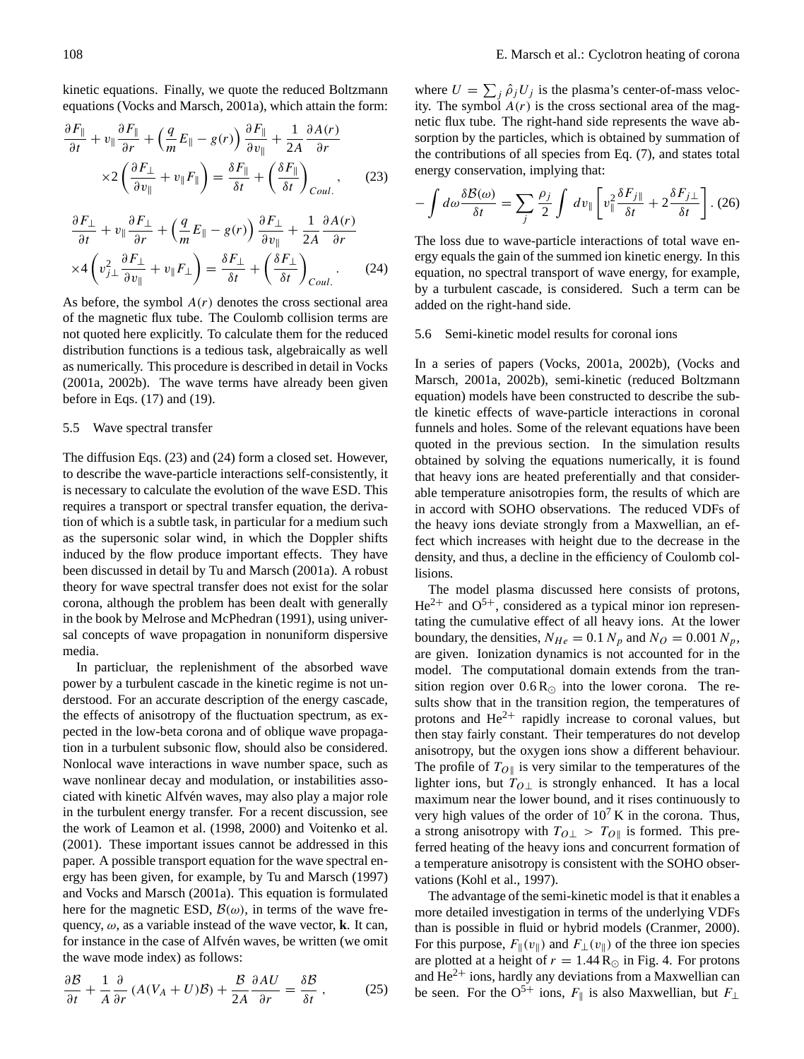kinetic equations. Finally, we quote the reduced Boltzmann equations (Vocks and Marsch, 2001a), which attain the form:

$$\frac{\partial F_\parallel}{\partial t} + v_\parallel \frac{\partial F_\parallel}{\partial r} + \left(\frac{q}{m}E_\parallel - g(r)\right)\frac{\partial F_\parallel}{\partial v_\parallel} + \frac{1}{2A}\frac{\partial A(r)}{\partial r} \times 2\left(\frac{\partial F_\perp}{\partial v_\parallel} + v_\parallel F_\parallel\right) = \frac{\delta F_\parallel}{\delta t} + \left(\frac{\delta F_\parallel}{\delta t}\right)_{Coul.}, \tag{23}$$

$$\frac{\partial F_\perp}{\partial t} + v_\parallel \frac{\partial F_\perp}{\partial r} + \left(\frac{q}{m}E_\parallel - g(r)\right)\frac{\partial F_\perp}{\partial v_\parallel} + \frac{1}{2A}\frac{\partial A(r)}{\partial r} \times 4\left(v_{j\perp}^2\frac{\partial F_\perp}{\partial v_\parallel} + v_\parallel F_\perp\right) = \frac{\delta F_\perp}{\delta t} + \left(\frac{\delta F_\perp}{\delta t}\right)_{Coul.}. \tag{24}$$

As before, the symbol $A(r)$ denotes the cross sectional area of the magnetic flux tube. The Coulomb collision terms are not quoted here explicitly. To calculate them for the reduced distribution functions is a tedious task, algebraically as well as numerically. This procedure is described in detail in Vocks (2001a, 2002b). The wave terms have already been given before in Eqs. (17) and (19).

## 5.5 Wave spectral transfer

The diffusion Eqs. (23) and (24) form a closed set. However, to describe the wave-particle interactions self-consistently, it is necessary to calculate the evolution of the wave ESD. This requires a transport or spectral transfer equation, the derivation of which is a subtle task, in particular for a medium such as the supersonic solar wind, in which the Doppler shifts induced by the flow produce important effects. They have been discussed in detail by Tu and Marsch (2001a). A robust theory for wave spectral transfer does not exist for the solar corona, although the problem has been dealt with generally in the book by Melrose and McPhedran (1991), using universal concepts of wave propagation in nonuniform dispersive media.

In particluar, the replenishment of the absorbed wave power by a turbulent cascade in the kinetic regime is not understood. For an accurate description of the energy cascade, the effects of anisotropy of the fluctuation spectrum, as expected in the low-beta corona and of oblique wave propagation in a turbulent subsonic flow, should also be considered. Nonlocal wave interactions in wave number space, such as wave nonlinear decay and modulation, or instabilities associated with kinetic Alfvén waves, may also play a major role in the turbulent energy transfer. For a recent discussion, see the work of Leamon et al. (1998, 2000) and Voitenko et al. (2001). These important issues cannot be addressed in this paper. A possible transport equation for the wave spectral energy has been given, for example, by Tu and Marsch (1997) and Vocks and Marsch (2001a). This equation is formulated here for the magnetic ESD, $\mathcal{B}(\omega)$, in terms of the wave frequency, $\omega$, as a variable instead of the wave vector, $\mathbf{k}$. It can, for instance in the case of Alfvén waves, be written (we omit the wave mode index) as follows:

$$\frac{\partial \mathcal{B}}{\partial t} + \frac{1}{A}\frac{\partial}{\partial r}\left(A(V_A + U)\mathcal{B}\right) + \frac{\mathcal{B}}{2A}\frac{\partial AU}{\partial r} = \frac{\delta \mathcal{B}}{\delta t}, \tag{25}$$

where $U = \sum_j \hat{\rho}_j U_j$ is the plasma's center-of-mass velocity. The symbol $A(r)$ is the cross sectional area of the magnetic flux tube. The right-hand side represents the wave absorption by the particles, which is obtained by summation of the contributions of all species from Eq. (7), and states total energy conservation, implying that:

$$-\int d\omega \frac{\delta \mathcal{B}(\omega)}{\delta t} = \sum_j \frac{\rho_j}{2}\int dv_\parallel \left[v_\parallel^2 \frac{\delta F_{j\parallel}}{\delta t} + 2\frac{\delta F_{j\perp}}{\delta t}\right]. \tag{26}$$

The loss due to wave-particle interactions of total wave energy equals the gain of the summed ion kinetic energy. In this equation, no spectral transport of wave energy, for example, by a turbulent cascade, is considered. Such a term can be added on the right-hand side.

## 5.6 Semi-kinetic model results for coronal ions

In a series of papers (Vocks, 2001a, 2002b), (Vocks and Marsch, 2001a, 2002b), semi-kinetic (reduced Boltzmann equation) models have been constructed to describe the subtle kinetic effects of wave-particle interactions in coronal funnels and holes. Some of the relevant equations have been quoted in the previous section. In the simulation results obtained by solving the equations numerically, it is found that heavy ions are heated preferentially and that considerable temperature anisotropies form, the results of which are in accord with SOHO observations. The reduced VDFs of the heavy ions deviate strongly from a Maxwellian, an effect which increases with height due to the decrease in the density, and thus, a decline in the efficiency of Coulomb collisions.

The model plasma discussed here consists of protons, $He^{2+}$ and $O^{5+}$, considered as a typical minor ion representating the cumulative effect of all heavy ions. At the lower boundary, the densities, $N_{He} = 0.1\,N_p$ and $N_O = 0.001\,N_p$, are given. Ionization dynamics is not accounted for in the model. The computational domain extends from the transition region over $0.6\,R_\odot$ into the lower corona. The results show that in the transition region, the temperatures of protons and $He^{2+}$ rapidly increase to coronal values, but then stay fairly constant. Their temperatures do not develop anisotropy, but the oxygen ions show a different behaviour. The profile of $T_{O\parallel}$ is very similar to the temperatures of the lighter ions, but $T_{O\perp}$ is strongly enhanced. It has a local maximum near the lower bound, and it rises continuously to very high values of the order of $10^7$ K in the corona. Thus, a strong anisotropy with $T_{O\perp} > T_{O\parallel}$ is formed. This preferred heating of the heavy ions and concurrent formation of a temperature anisotropy is consistent with the SOHO observations (Kohl et al., 1997).

The advantage of the semi-kinetic model is that it enables a more detailed investigation in terms of the underlying VDFs than is possible in fluid or hybrid models (Cranmer, 2000). For this purpose, $F_\parallel(v_\parallel)$ and $F_\perp(v_\parallel)$ of the three ion species are plotted at a height of $r = 1.44\,R_\odot$ in Fig. 4. For protons and $He^{2+}$ ions, hardly any deviations from a Maxwellian can be seen. For the $O^{5+}$ ions, $F_\parallel$ is also Maxwellian, but $F_\perp$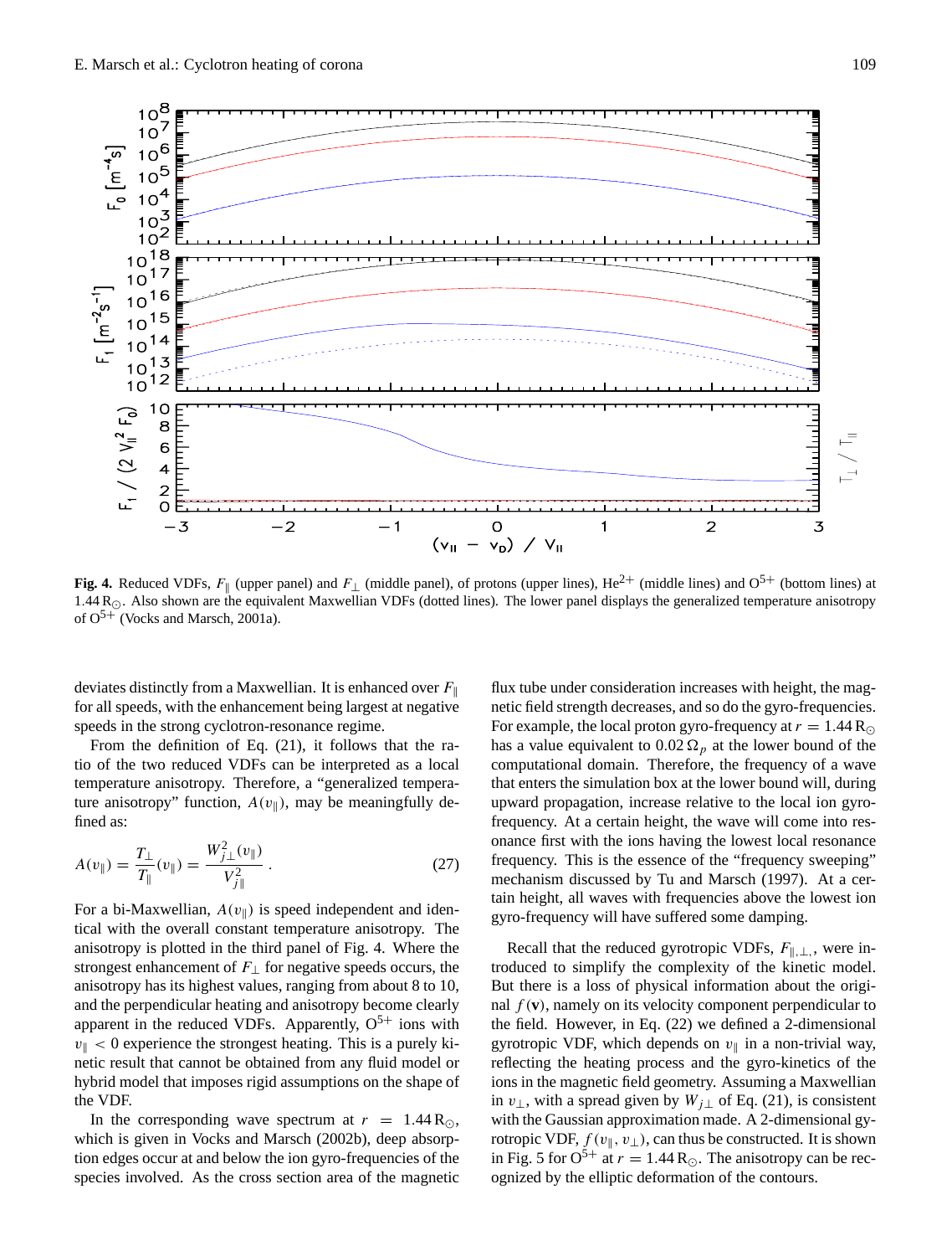**Fig. 4.** Reduced VDFs, $F_\parallel$ (upper panel) and $F_\perp$ (middle panel), of protons (upper lines), $He^{2+}$ (middle lines) and $O^{5+}$ (bottom lines) at $1.44\,R_\odot$. Also shown are the equivalent Maxwellian VDFs (dotted lines). The lower panel displays the generalized temperature anisotropy of $O^{5+}$ (Vocks and Marsch, 2001a).

deviates distinctly from a Maxwellian. It is enhanced over $F_\parallel$ for all speeds, with the enhancement being largest at negative speeds in the strong cyclotron-resonance regime.

From the definition of Eq. (21), it follows that the ratio of the two reduced VDFs can be interpreted as a local temperature anisotropy. Therefore, a "generalized temperature anisotropy" function, $A(v_\parallel)$, may be meaningfully defined as:

$$A(v_\parallel) = \frac{T_\perp}{T_\parallel}(v_\parallel) = \frac{W_{j\perp}^2(v_\parallel)}{V_{j\parallel}^2} \,. \qquad (27)$$

For a bi-Maxwellian, $A(v_\parallel)$ is speed independent and identical with the overall constant temperature anisotropy. The anisotropy is plotted in the third panel of Fig. 4. Where the strongest enhancement of $F_\perp$ for negative speeds occurs, the anisotropy has its highest values, ranging from about 8 to 10, and the perpendicular heating and anisotropy become clearly apparent in the reduced VDFs. Apparently, $O^{5+}$ ions with $v_\parallel < 0$ experience the strongest heating. This is a purely kinetic result that cannot be obtained from any fluid model or hybrid model that imposes rigid assumptions on the shape of the VDF.

In the corresponding wave spectrum at $r = 1.44\,R_\odot$, which is given in Vocks and Marsch (2002b), deep absorption edges occur at and below the ion gyro-frequencies of the species involved. As the cross section area of the magnetic flux tube under consideration increases with height, the magnetic field strength decreases, and so do the gyro-frequencies. For example, the local proton gyro-frequency at $r = 1.44\,R_\odot$ has a value equivalent to $0.02\,\Omega_p$ at the lower bound of the computational domain. Therefore, the frequency of a wave that enters the simulation box at the lower bound will, during upward propagation, increase relative to the local ion gyro-frequency. At a certain height, the wave will come into resonance first with the ions having the lowest local resonance frequency. This is the essence of the "frequency sweeping" mechanism discussed by Tu and Marsch (1997). At a certain height, all waves with frequencies above the lowest ion gyro-frequency will have suffered some damping.

Recall that the reduced gyrotropic VDFs, $F_{\parallel,\perp}$, were introduced to simplify the complexity of the kinetic model. But there is a loss of physical information about the original $f(\mathbf{v})$, namely on its velocity component perpendicular to the field. However, in Eq. (22) we defined a 2-dimensional gyrotropic VDF, which depends on $v_\parallel$ in a non-trivial way, reflecting the heating process and the gyro-kinetics of the ions in the magnetic field geometry. Assuming a Maxwellian in $v_\perp$, with a spread given by $W_{j\perp}$ of Eq. (21), is consistent with the Gaussian approximation made. A 2-dimensional gyrotropic VDF, $f(v_\parallel, v_\perp)$, can thus be constructed. It is shown in Fig. 5 for $O^{5+}$ at $r = 1.44\,R_\odot$. The anisotropy can be recognized by the elliptic deformation of the contours.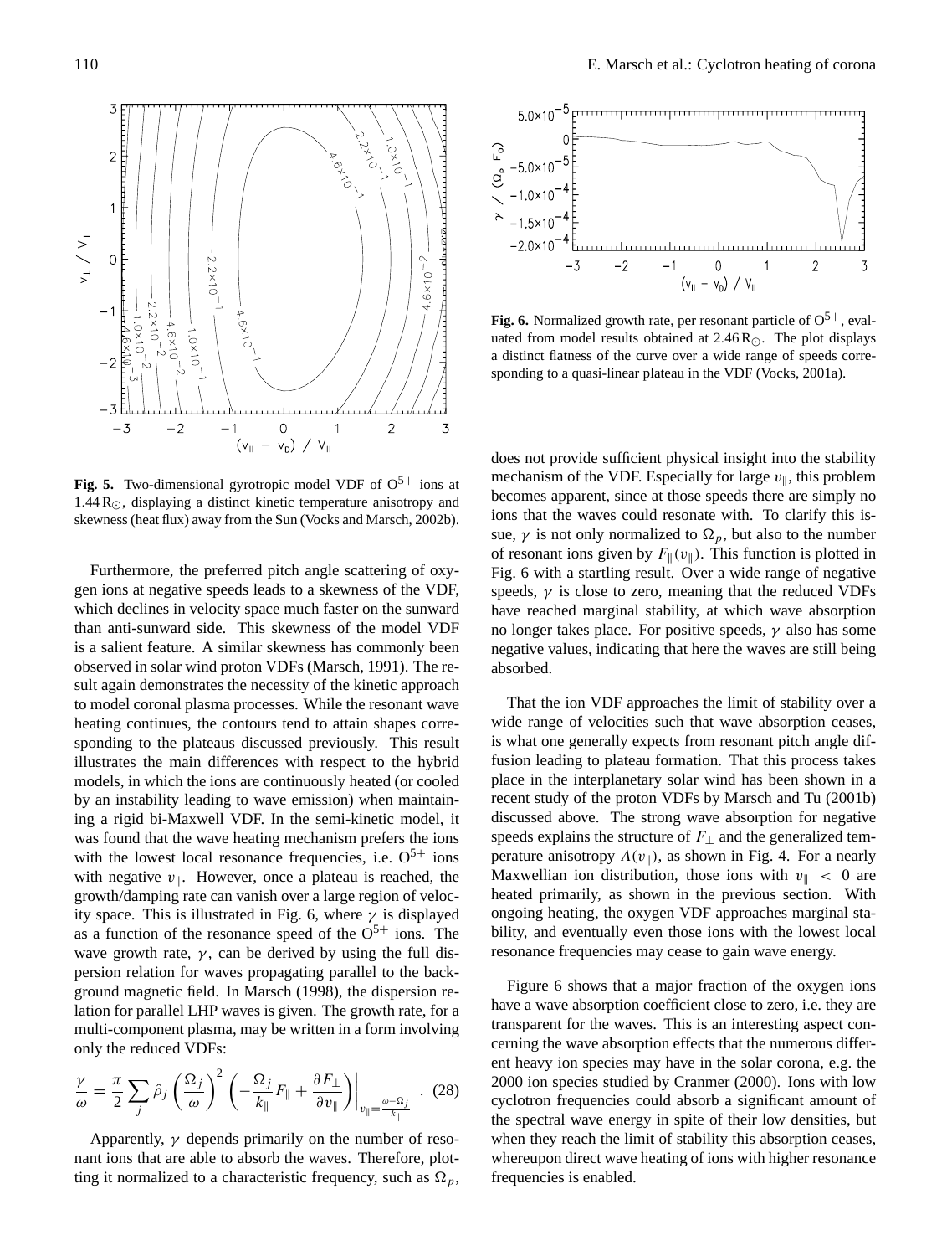Fig. 5. Two-dimensional gyrotropic model VDF of $O^{5+}$ ions at $1.44\,R_{\odot}$, displaying a distinct kinetic temperature anisotropy and skewness (heat flux) away from the Sun (Vocks and Marsch, 2002b).

Fig. 6. Normalized growth rate, per resonant particle of $O^{5+}$, evaluated from model results obtained at $2.46\,R_{\odot}$. The plot displays a distinct flatness of the curve over a wide range of speeds corresponding to a quasi-linear plateau in the VDF (Vocks, 2001a).

Furthermore, the preferred pitch angle scattering of oxygen ions at negative speeds leads to a skewness of the VDF, which declines in velocity space much faster on the sunward than anti-sunward side. This skewness of the model VDF is a salient feature. A similar skewness has commonly been observed in solar wind proton VDFs (Marsch, 1991). The result again demonstrates the necessity of the kinetic approach to model coronal plasma processes. While the resonant wave heating continues, the contours tend to attain shapes corresponding to the plateaus discussed previously. This result illustrates the main differences with respect to the hybrid models, in which the ions are continuously heated (or cooled by an instability leading to wave emission) when maintaining a rigid bi-Maxwell VDF. In the semi-kinetic model, it was found that the wave heating mechanism prefers the ions with the lowest local resonance frequencies, i.e. $O^{5+}$ ions with negative $v_{\parallel}$. However, once a plateau is reached, the growth/damping rate can vanish over a large region of velocity space. This is illustrated in Fig. 6, where $\gamma$ is displayed as a function of the resonance speed of the $O^{5+}$ ions. The wave growth rate, $\gamma$, can be derived by using the full dispersion relation for waves propagating parallel to the background magnetic field. In Marsch (1998), the dispersion relation for parallel LHP waves is given. The growth rate, for a multi-component plasma, may be written in a form involving only the reduced VDFs:

$$\frac{\gamma}{\omega} = \frac{\pi}{2} \sum_j \hat{\rho}_j \left( \frac{\Omega_j}{\omega} \right)^2 \left( -\frac{\Omega_j}{k_{\parallel}} F_{\parallel} + \frac{\partial F_{\perp}}{\partial v_{\parallel}} \right) \Bigg|_{v_{\parallel} = \frac{\omega - \Omega_j}{k_{\parallel}}} . \quad (28)$$

Apparently, $\gamma$ depends primarily on the number of resonant ions that are able to absorb the waves. Therefore, plotting it normalized to a characteristic frequency, such as $\Omega_p$, does not provide sufficient physical insight into the stability mechanism of the VDF. Especially for large $v_{\parallel}$, this problem becomes apparent, since at those speeds there are simply no ions that the waves could resonate with. To clarify this issue, $\gamma$ is not only normalized to $\Omega_p$, but also to the number of resonant ions given by $F_{\parallel}(v_{\parallel})$. This function is plotted in Fig. 6 with a startling result. Over a wide range of negative speeds, $\gamma$ is close to zero, meaning that the reduced VDFs have reached marginal stability, at which wave absorption no longer takes place. For positive speeds, $\gamma$ also has some negative values, indicating that here the waves are still being absorbed.

That the ion VDF approaches the limit of stability over a wide range of velocities such that wave absorption ceases, is what one generally expects from resonant pitch angle diffusion leading to plateau formation. That this process takes place in the interplanetary solar wind has been shown in a recent study of the proton VDFs by Marsch and Tu (2001b) discussed above. The strong wave absorption for negative speeds explains the structure of $F_{\perp}$ and the generalized temperature anisotropy $A(v_{\parallel})$, as shown in Fig. 4. For a nearly Maxwellian ion distribution, those ions with $v_{\parallel} < 0$ are heated primarily, as shown in the previous section. With ongoing heating, the oxygen VDF approaches marginal stability, and eventually even those ions with the lowest local resonance frequencies may cease to gain wave energy.

Figure 6 shows that a major fraction of the oxygen ions have a wave absorption coefficient close to zero, i.e. they are transparent for the waves. This is an interesting aspect concerning the wave absorption effects that the numerous different heavy ion species may have in the solar corona, e.g. the 2000 ion species studied by Cranmer (2000). Ions with low cyclotron frequencies could absorb a significant amount of the spectral wave energy in spite of their low densities, but when they reach the limit of stability this absorption ceases, whereupon direct wave heating of ions with higher resonance frequencies is enabled.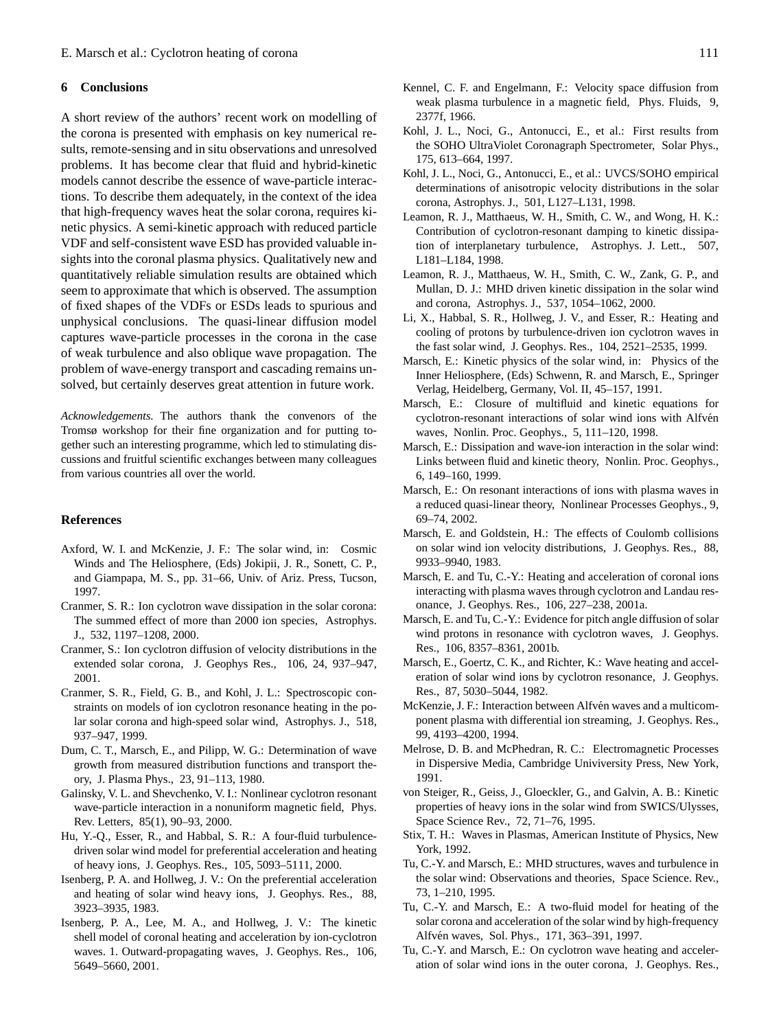## 6 Conclusions

A short review of the authors' recent work on modelling of the corona is presented with emphasis on key numerical results, remote-sensing and in situ observations and unresolved problems. It has become clear that fluid and hybrid-kinetic models cannot describe the essence of wave-particle interactions. To describe them adequately, in the context of the idea that high-frequency waves heat the solar corona, requires kinetic physics. A semi-kinetic approach with reduced particle VDF and self-consistent wave ESD has provided valuable insights into the coronal plasma physics. Qualitatively new and quantitatively reliable simulation results are obtained which seem to approximate that which is observed. The assumption of fixed shapes of the VDFs or ESDs leads to spurious and unphysical conclusions. The quasi-linear diffusion model captures wave-particle processes in the corona in the case of weak turbulence and also oblique wave propagation. The problem of wave-energy transport and cascading remains unsolved, but certainly deserves great attention in future work.

*Acknowledgements.* The authors thank the convenors of the Tromsø workshop for their fine organization and for putting together such an interesting programme, which led to stimulating discussions and fruitful scientific exchanges between many colleagues from various countries all over the world.

## References

Axford, W. I. and McKenzie, J. F.: The solar wind, in: Cosmic Winds and The Heliosphere, (Eds) Jokipii, J. R., Sonett, C. P., and Giampapa, M. S., pp. 31–66, Univ. of Ariz. Press, Tucson, 1997.

Cranmer, S. R.: Ion cyclotron wave dissipation in the solar corona: The summed effect of more than 2000 ion species, Astrophys. J., 532, 1197–1208, 2000.

Cranmer, S.: Ion cyclotron diffusion of velocity distributions in the extended solar corona, J. Geophys Res., 106, 24, 937–947, 2001.

Cranmer, S. R., Field, G. B., and Kohl, J. L.: Spectroscopic constraints on models of ion cyclotron resonance heating in the polar solar corona and high-speed solar wind, Astrophys. J., 518, 937–947, 1999.

Dum, C. T., Marsch, E., and Pilipp, W. G.: Determination of wave growth from measured distribution functions and transport theory, J. Plasma Phys., 23, 91–113, 1980.

Galinsky, V. L. and Shevchenko, V. I.: Nonlinear cyclotron resonant wave-particle interaction in a nonuniform magnetic field, Phys. Rev. Letters, 85(1), 90–93, 2000.

Hu, Y.-Q., Esser, R., and Habbal, S. R.: A four-fluid turbulence-driven solar wind model for preferential acceleration and heating of heavy ions, J. Geophys. Res., 105, 5093–5111, 2000.

Isenberg, P. A. and Hollweg, J. V.: On the preferential acceleration and heating of solar wind heavy ions, J. Geophys. Res., 88, 3923–3935, 1983.

Isenberg, P. A., Lee, M. A., and Hollweg, J. V.: The kinetic shell model of coronal heating and acceleration by ion-cyclotron waves. 1. Outward-propagating waves, J. Geophys. Res., 106, 5649–5660, 2001.

Kennel, C. F. and Engelmann, F.: Velocity space diffusion from weak plasma turbulence in a magnetic field, Phys. Fluids, 9, 2377f, 1966.

Kohl, J. L., Noci, G., Antonucci, E., et al.: First results from the SOHO UltraViolet Coronagraph Spectrometer, Solar Phys., 175, 613–664, 1997.

Kohl, J. L., Noci, G., Antonucci, E., et al.: UVCS/SOHO empirical determinations of anisotropic velocity distributions in the solar corona, Astrophys. J., 501, L127–L131, 1998.

Leamon, R. J., Matthaeus, W. H., Smith, C. W., and Wong, H. K.: Contribution of cyclotron-resonant damping to kinetic dissipation of interplanetary turbulence, Astrophys. J. Lett., 507, L181–L184, 1998.

Leamon, R. J., Matthaeus, W. H., Smith, C. W., Zank, G. P., and Mullan, D. J.: MHD driven kinetic dissipation in the solar wind and corona, Astrophys. J., 537, 1054–1062, 2000.

Li, X., Habbal, S. R., Hollweg, J. V., and Esser, R.: Heating and cooling of protons by turbulence-driven ion cyclotron waves in the fast solar wind, J. Geophys. Res., 104, 2521–2535, 1999.

Marsch, E.: Kinetic physics of the solar wind, in: Physics of the Inner Heliosphere, (Eds) Schwenn, R. and Marsch, E., Springer Verlag, Heidelberg, Germany, Vol. II, 45–157, 1991.

Marsch, E.: Closure of multifluid and kinetic equations for cyclotron-resonant interactions of solar wind ions with Alfvén waves, Nonlin. Proc. Geophys., 5, 111–120, 1998.

Marsch, E.: Dissipation and wave-ion interaction in the solar wind: Links between fluid and kinetic theory, Nonlin. Proc. Geophys., 6, 149–160, 1999.

Marsch, E.: On resonant interactions of ions with plasma waves in a reduced quasi-linear theory, Nonlinear Processes Geophys., 9, 69–74, 2002.

Marsch, E. and Goldstein, H.: The effects of Coulomb collisions on solar wind ion velocity distributions, J. Geophys. Res., 88, 9933–9940, 1983.

Marsch, E. and Tu, C.-Y.: Heating and acceleration of coronal ions interacting with plasma waves through cyclotron and Landau resonance, J. Geophys. Res., 106, 227–238, 2001a.

Marsch, E. and Tu, C.-Y.: Evidence for pitch angle diffusion of solar wind protons in resonance with cyclotron waves, J. Geophys. Res., 106, 8357–8361, 2001b.

Marsch, E., Goertz, C. K., and Richter, K.: Wave heating and acceleration of solar wind ions by cyclotron resonance, J. Geophys. Res., 87, 5030–5044, 1982.

McKenzie, J. F.: Interaction between Alfvén waves and a multicomponent plasma with differential ion streaming, J. Geophys. Res., 99, 4193–4200, 1994.

Melrose, D. B. and McPhedran, R. C.: Electromagnetic Processes in Dispersive Media, Cambridge Univiversity Press, New York, 1991.

von Steiger, R., Geiss, J., Gloeckler, G., and Galvin, A. B.: Kinetic properties of heavy ions in the solar wind from SWICS/Ulysses, Space Science Rev., 72, 71–76, 1995.

Stix, T. H.: Waves in Plasmas, American Institute of Physics, New York, 1992.

Tu, C.-Y. and Marsch, E.: MHD structures, waves and turbulence in the solar wind: Observations and theories, Space Science. Rev., 73, 1–210, 1995.

Tu, C.-Y. and Marsch, E.: A two-fluid model for heating of the solar corona and acceleration of the solar wind by high-frequency Alfvén waves, Sol. Phys., 171, 363–391, 1997.

Tu, C.-Y. and Marsch, E.: On cyclotron wave heating and acceleration of solar wind ions in the outer corona, J. Geophys. Res.,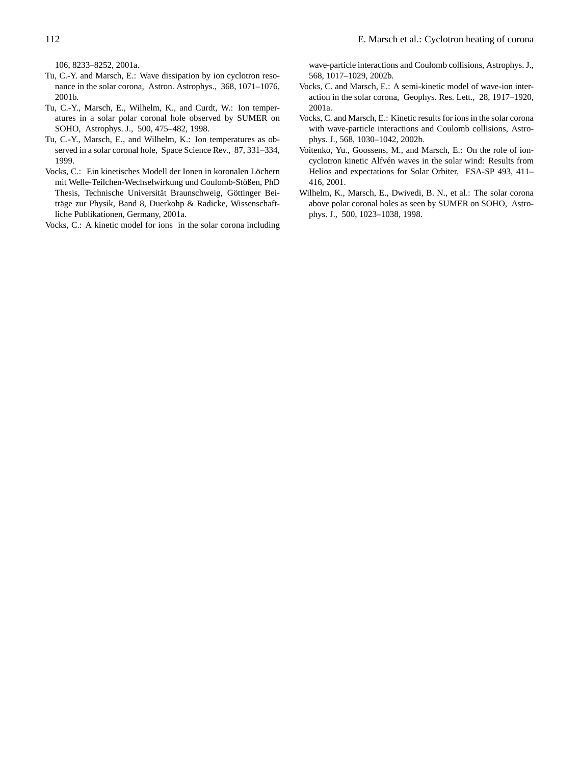106, 8233–8252, 2001a.

Tu, C.-Y. and Marsch, E.: Wave dissipation by ion cyclotron resonance in the solar corona, Astron. Astrophys., 368, 1071–1076, 2001b.

Tu, C.-Y., Marsch, E., Wilhelm, K., and Curdt, W.: Ion temperatures in a solar polar coronal hole observed by SUMER on SOHO, Astrophys. J., 500, 475–482, 1998.

Tu, C.-Y., Marsch, E., and Wilhelm, K.: Ion temperatures as observed in a solar coronal hole, Space Science Rev., 87, 331–334, 1999.

Vocks, C.: Ein kinetisches Modell der Ionen in koronalen Löchern mit Welle-Teilchen-Wechselwirkung und Coulomb-Stößen, PhD Thesis, Technische Universität Braunschweig, Göttinger Beiträge zur Physik, Band 8, Duerkohp & Radicke, Wissenschaftliche Publikationen, Germany, 2001a.

Vocks, C.: A kinetic model for ions in the solar corona including wave-particle interactions and Coulomb collisions, Astrophys. J., 568, 1017–1029, 2002b.

Vocks, C. and Marsch, E.: A semi-kinetic model of wave-ion interaction in the solar corona, Geophys. Res. Lett., 28, 1917–1920, 2001a.

Vocks, C. and Marsch, E.: Kinetic results for ions in the solar corona with wave-particle interactions and Coulomb collisions, Astrophys. J., 568, 1030–1042, 2002b.

Voitenko, Yu., Goossens, M., and Marsch, E.: On the role of ion-cyclotron kinetic Alfvén waves in the solar wind: Results from Helios and expectations for Solar Orbiter, ESA-SP 493, 411–416, 2001.

Wilhelm, K., Marsch, E., Dwivedi, B. N., et al.: The solar corona above polar coronal holes as seen by SUMER on SOHO, Astrophys. J., 500, 1023–1038, 1998.